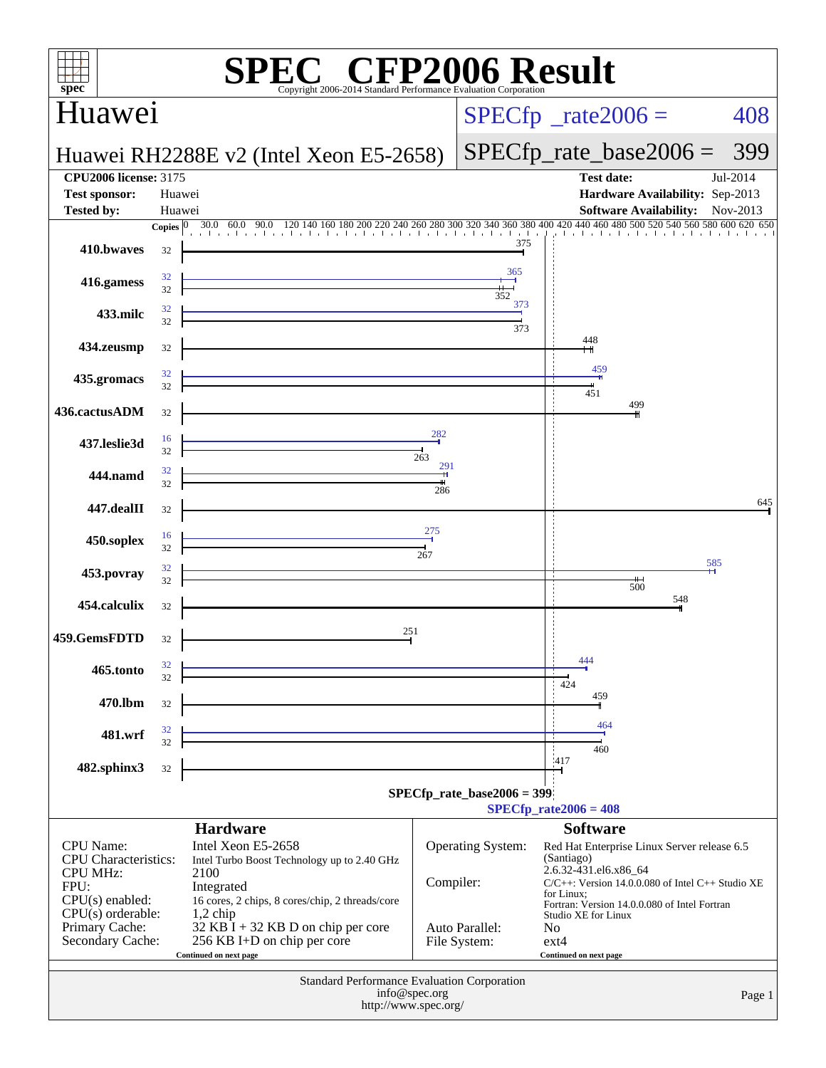# SPEC® CFP2006 Result

Copyright 2006-2014 Standard Performance Evaluation Corporation

## Huawei

**Huawei RH2288E v2 (Intel Xeon E5-2658)**

SPECfp_rate2006 = 408

SPECfp_rate_base2006 = 399

| | | | |
|---|---|---|---|
| **CPU2006 license:** 3175 | | **Test date:** | Jul-2014 |
| **Test sponsor:** | Huawei | **Hardware Availability:** | Sep-2013 |
| **Tested by:** | Huawei | **Software Availability:** | Nov-2013 |

| Benchmark | Copies (peak) | Peak | Copies (base) | Base |
|---|---|---|---|---|
| 410.bwaves | | | 32 | 375 |
| 416.gamess | 32 | 365 | 32 | 352 |
| 433.milc | 32 | 373 | 32 | 373 |
| 434.zeusmp | | | 32 | 448 |
| 435.gromacs | 32 | 459 | 32 | 451 |
| 436.cactusADM | | | 32 | 499 |
| 437.leslie3d | 16 | 282 | 32 | 263 |
| 444.namd | 32 | 291 | 32 | 286 |
| 447.dealII | | | 32 | 645 |
| 450.soplex | 16 | 275 | 32 | 267 |
| 453.povray | 32 | 585 | 32 | 500 |
| 454.calculix | | | 32 | 548 |
| 459.GemsFDTD | | | 32 | 251 |
| 465.tonto | 32 | 444 | 32 | 424 |
| 470.lbm | | | 32 | 459 |
| 481.wrf | 32 | 464 | 32 | 460 |
| 482.sphinx3 | | | 32 | 417 |

SPECfp_rate_base2006 = 399

SPECfp_rate2006 = 408

### Hardware

| | |
|---|---|
| CPU Name: | Intel Xeon E5-2658 |
| CPU Characteristics: | Intel Turbo Boost Technology up to 2.40 GHz |
| CPU MHz: | 2100 |
| FPU: | Integrated |
| CPU(s) enabled: | 16 cores, 2 chips, 8 cores/chip, 2 threads/core |
| CPU(s) orderable: | 1,2 chip |
| Primary Cache: | 32 KB I + 32 KB D on chip per core |
| Secondary Cache: | 256 KB I+D on chip per core |

Continued on next page

### Software

| | |
|---|---|
| Operating System: | Red Hat Enterprise Linux Server release 6.5 (Santiago) 2.6.32-431.el6.x86_64 |
| Compiler: | C/C++: Version 14.0.0.080 of Intel C++ Studio XE for Linux; Fortran: Version 14.0.0.080 of Intel Fortran Studio XE for Linux |
| Auto Parallel: | No |
| File System: | ext4 |

Continued on next page

Standard Performance Evaluation Corporation
info@spec.org
http://www.spec.org/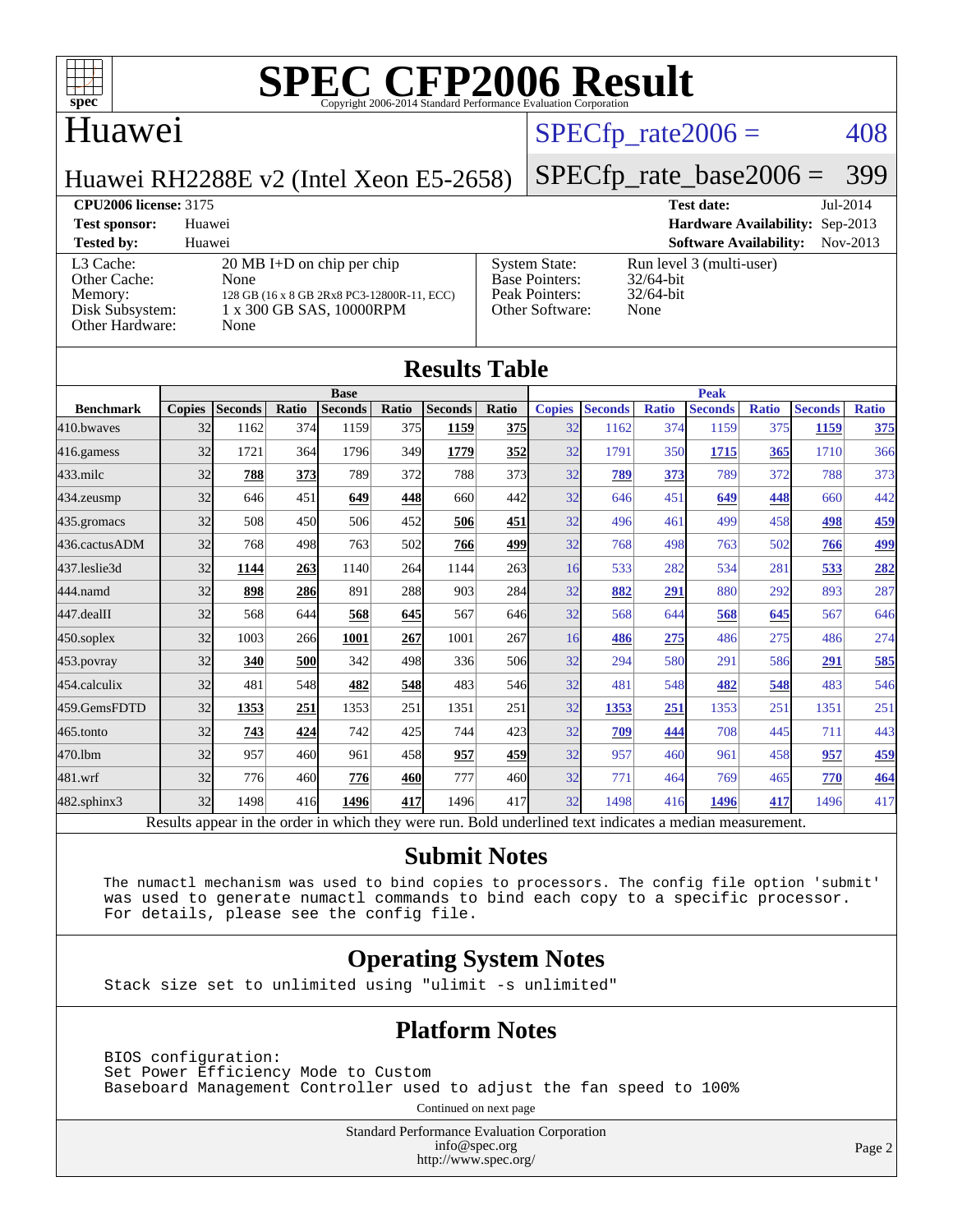# SPEC CFP2006 Result

Copyright 2006-2014 Standard Performance Evaluation Corporation

## Huawei

Huawei RH2288E v2 (Intel Xeon E5-2658)

SPECfp_rate2006 = 408

SPECfp_rate_base2006 = 399

| | | | |
|---|---|---|---|
| **CPU2006 license:** 3175 | | **Test date:** | Jul-2014 |
| **Test sponsor:** | Huawei | **Hardware Availability:** | Sep-2013 |
| **Tested by:** | Huawei | **Software Availability:** | Nov-2013 |

| | | | |
|---|---|---|---|
| L3 Cache: | 20 MB I+D on chip per chip | System State: | Run level 3 (multi-user) |
| Other Cache: | None | Base Pointers: | 32/64-bit |
| Memory: | 128 GB (16 x 8 GB 2Rx8 PC3-12800R-11, ECC) | Peak Pointers: | 32/64-bit |
| Disk Subsystem: | 1 x 300 GB SAS, 10000RPM | Other Software: | None |
| Other Hardware: | None | | |

## Results Table

| | Base | | | | | | | | Peak | | | | | | |
|---|---|---|---|---|---|---|---|---|---|---|---|---|---|---|---|
| **Benchmark** | **Copies** | **Seconds** | **Ratio** | **Seconds** | **Ratio** | **Seconds** | **Ratio** | **Copies** | **Seconds** | **Ratio** | **Seconds** | **Ratio** | **Seconds** | **Ratio** |
| 410.bwaves | 32 | 1162 | 374 | 1159 | 375 | **1159** | **375** | 32 | 1162 | 374 | 1159 | 375 | **1159** | **375** |
| 416.gamess | 32 | 1721 | 364 | 1796 | 349 | **1779** | **352** | 32 | 1791 | 350 | **1715** | **365** | 1710 | 366 |
| 433.milc | 32 | **788** | **373** | 789 | 372 | 788 | 373 | 32 | **789** | **373** | 789 | 372 | 788 | 373 |
| 434.zeusmp | 32 | 646 | 451 | **649** | **448** | 660 | 442 | 32 | 646 | 451 | **649** | **448** | 660 | 442 |
| 435.gromacs | 32 | 508 | 450 | 506 | 452 | **506** | **451** | 32 | 496 | 461 | 499 | 458 | **498** | **459** |
| 436.cactusADM | 32 | 768 | 498 | 763 | 502 | **766** | **499** | 32 | 768 | 498 | 763 | 502 | **766** | **499** |
| 437.leslie3d | 32 | **1144** | **263** | 1140 | 264 | 1144 | 263 | 16 | 533 | 282 | 534 | 281 | **533** | **282** |
| 444.namd | 32 | **898** | **286** | 891 | 288 | 903 | 284 | 32 | **882** | **291** | 880 | 292 | 893 | 287 |
| 447.dealII | 32 | 568 | 644 | **568** | **645** | 567 | 646 | 32 | 568 | 644 | **568** | **645** | 567 | 646 |
| 450.soplex | 32 | 1003 | 266 | **1001** | **267** | 1001 | 267 | 16 | **486** | **275** | 486 | 275 | 486 | 274 |
| 453.povray | 32 | **340** | **500** | 342 | 498 | 336 | 506 | 32 | 294 | 580 | 291 | 586 | **291** | **585** |
| 454.calculix | 32 | 481 | 548 | **482** | **548** | 483 | 546 | 32 | 481 | 548 | **482** | **548** | 483 | 546 |
| 459.GemsFDTD | 32 | **1353** | **251** | 1353 | 251 | 1351 | 251 | 32 | **1353** | **251** | 1353 | 251 | 1351 | 251 |
| 465.tonto | 32 | **743** | **424** | 742 | 425 | 744 | 423 | 32 | **709** | **444** | 708 | 445 | 711 | 443 |
| 470.lbm | 32 | 957 | 460 | 961 | 458 | **957** | **459** | 32 | 957 | 460 | 961 | 458 | **957** | **459** |
| 481.wrf | 32 | 776 | 460 | **776** | **460** | 777 | 460 | 32 | 771 | 464 | 769 | 465 | **770** | **464** |
| 482.sphinx3 | 32 | 1498 | 416 | **1496** | **417** | 1496 | 417 | 32 | 1498 | 416 | **1496** | **417** | 1496 | 417 |

Results appear in the order in which they were run. Bold underlined text indicates a median measurement.

## Submit Notes

```
The numactl mechanism was used to bind copies to processors. The config file option 'submit'
was used to generate numactl commands to bind each copy to a specific processor.
For details, please see the config file.
```

## Operating System Notes

```
Stack size set to unlimited using "ulimit -s unlimited"
```

## Platform Notes

```
BIOS configuration:
Set Power Efficiency Mode to Custom
Baseboard Management Controller used to adjust the fan speed to 100%
```

Continued on next page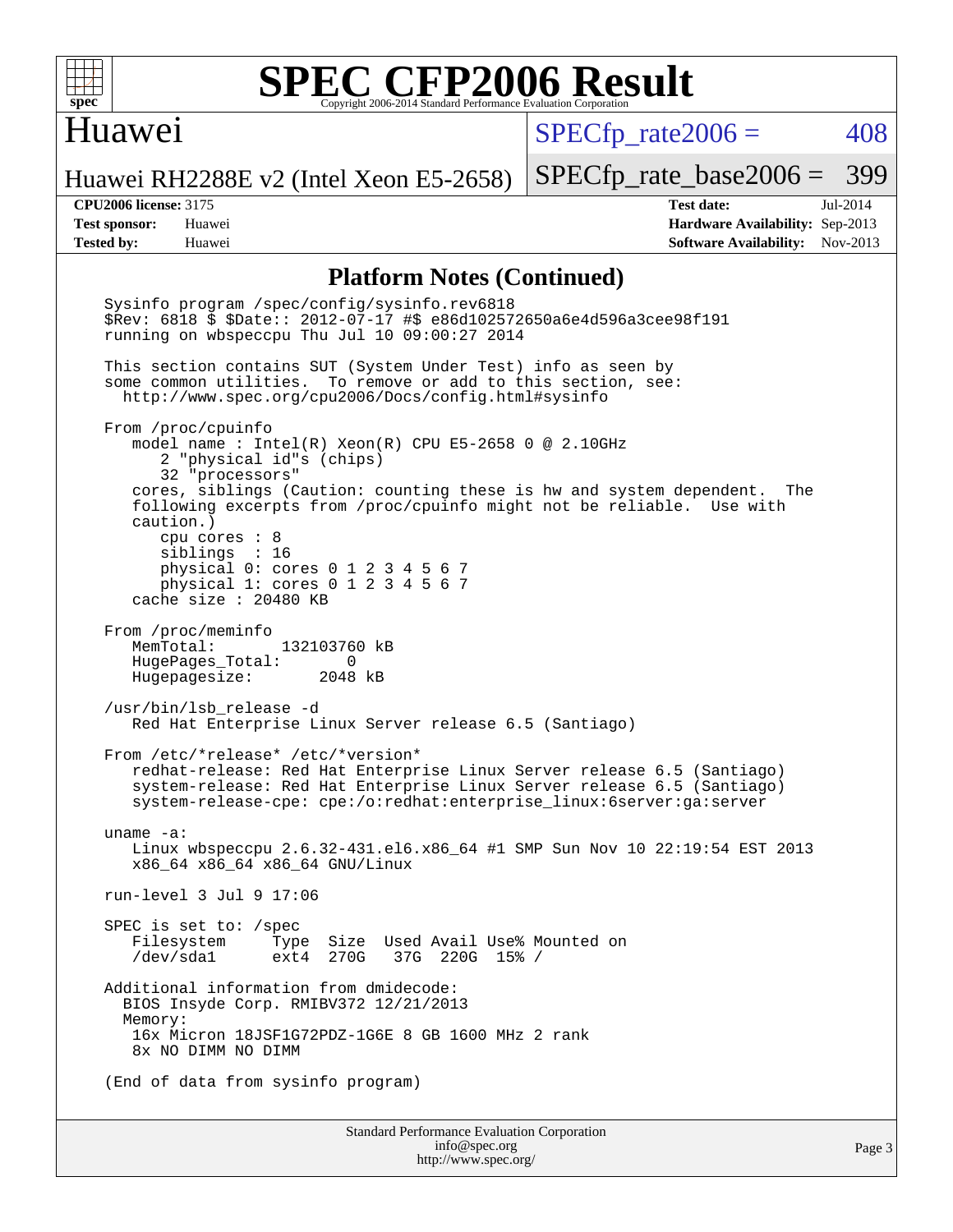## Platform Notes (Continued)

```
Sysinfo program /spec/config/sysinfo.rev6818
$Rev: 6818 $ $Date:: 2012-07-17 #$ e86d102572650a6e4d596a3cee98f191
running on wbspeccpu Thu Jul 10 09:00:27 2014

This section contains SUT (System Under Test) info as seen by
some common utilities.  To remove or add to this section, see:
  http://www.spec.org/cpu2006/Docs/config.html#sysinfo

From /proc/cpuinfo
   model name : Intel(R) Xeon(R) CPU E5-2658 0 @ 2.10GHz
      2 "physical id"s (chips)
      32 "processors"
   cores, siblings (Caution: counting these is hw and system dependent.  The
   following excerpts from /proc/cpuinfo might not be reliable.  Use with
   caution.)
      cpu cores : 8
      siblings  : 16
      physical 0: cores 0 1 2 3 4 5 6 7
      physical 1: cores 0 1 2 3 4 5 6 7
   cache size : 20480 KB

From /proc/meminfo
   MemTotal:       132103760 kB
   HugePages_Total:       0
   Hugepagesize:       2048 kB

/usr/bin/lsb_release -d
   Red Hat Enterprise Linux Server release 6.5 (Santiago)

From /etc/*release* /etc/*version*
   redhat-release: Red Hat Enterprise Linux Server release 6.5 (Santiago)
   system-release: Red Hat Enterprise Linux Server release 6.5 (Santiago)
   system-release-cpe: cpe:/o:redhat:enterprise_linux:6server:ga:server

uname -a:
   Linux wbspeccpu 2.6.32-431.el6.x86_64 #1 SMP Sun Nov 10 22:19:54 EST 2013
   x86_64 x86_64 x86_64 GNU/Linux

run-level 3 Jul 9 17:06

SPEC is set to: /spec
   Filesystem     Type  Size  Used Avail Use% Mounted on
   /dev/sda1      ext4  270G   37G  220G  15% /

Additional information from dmidecode:
  BIOS Insyde Corp. RMIBV372 12/21/2013
  Memory:
   16x Micron 18JSF1G72PDZ-1G6E 8 GB 1600 MHz 2 rank
   8x NO DIMM NO DIMM

(End of data from sysinfo program)
```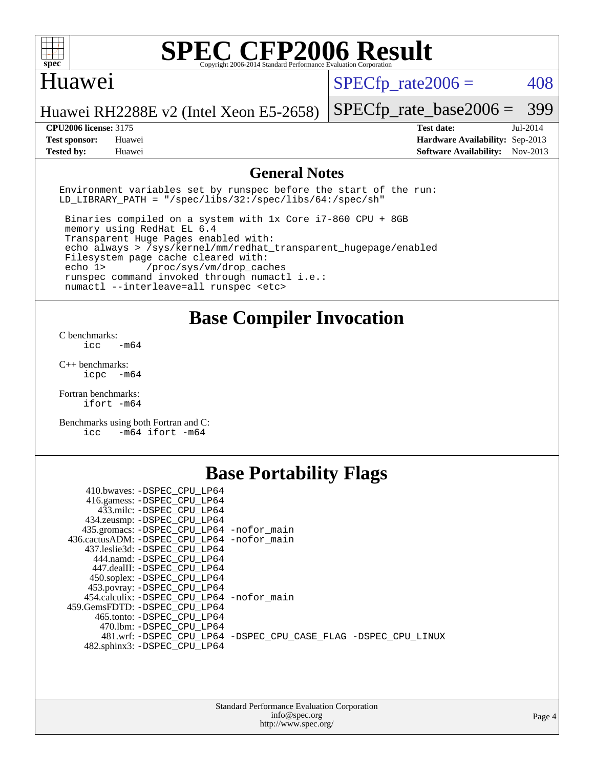# SPEC CFP2006 Result

Copyright 2006-2014 Standard Performance Evaluation Corporation

## Huawei

Huawei RH2288E v2 (Intel Xeon E5-2658)

SPECfp_rate2006 = 408

SPECfp_rate_base2006 = 399

| | | | |
|---|---|---|---|
| **CPU2006 license:** 3175 | | **Test date:** | Jul-2014 |
| **Test sponsor:** | Huawei | **Hardware Availability:** | Sep-2013 |
| **Tested by:** | Huawei | **Software Availability:** | Nov-2013 |

## General Notes

```
Environment variables set by runspec before the start of the run:
LD_LIBRARY_PATH = "/spec/libs/32:/spec/libs/64:/spec/sh"

 Binaries compiled on a system with 1x Core i7-860 CPU + 8GB
 memory using RedHat EL 6.4
 Transparent Huge Pages enabled with:
 echo always > /sys/kernel/mm/redhat_transparent_hugepage/enabled
 Filesystem page cache cleared with:
 echo 1>       /proc/sys/vm/drop_caches
 runspec command invoked through numactl i.e.:
 numactl --interleave=all runspec <etc>
```

## Base Compiler Invocation

C benchmarks:
```
icc   -m64
```

C++ benchmarks:
```
icpc  -m64
```

Fortran benchmarks:
```
ifort -m64
```

Benchmarks using both Fortran and C:
```
icc   -m64 ifort -m64
```

## Base Portability Flags

| Benchmark | Flags |
|---|---|
| 410.bwaves: | -DSPEC_CPU_LP64 |
| 416.gamess: | -DSPEC_CPU_LP64 |
| 433.milc: | -DSPEC_CPU_LP64 |
| 434.zeusmp: | -DSPEC_CPU_LP64 |
| 435.gromacs: | -DSPEC_CPU_LP64 -nofor_main |
| 436.cactusADM: | -DSPEC_CPU_LP64 -nofor_main |
| 437.leslie3d: | -DSPEC_CPU_LP64 |
| 444.namd: | -DSPEC_CPU_LP64 |
| 447.dealII: | -DSPEC_CPU_LP64 |
| 450.soplex: | -DSPEC_CPU_LP64 |
| 453.povray: | -DSPEC_CPU_LP64 |
| 454.calculix: | -DSPEC_CPU_LP64 -nofor_main |
| 459.GemsFDTD: | -DSPEC_CPU_LP64 |
| 465.tonto: | -DSPEC_CPU_LP64 |
| 470.lbm: | -DSPEC_CPU_LP64 |
| 481.wrf: | -DSPEC_CPU_LP64 -DSPEC_CPU_CASE_FLAG -DSPEC_CPU_LINUX |
| 482.sphinx3: | -DSPEC_CPU_LP64 |

Standard Performance Evaluation Corporation
info@spec.org
http://www.spec.org/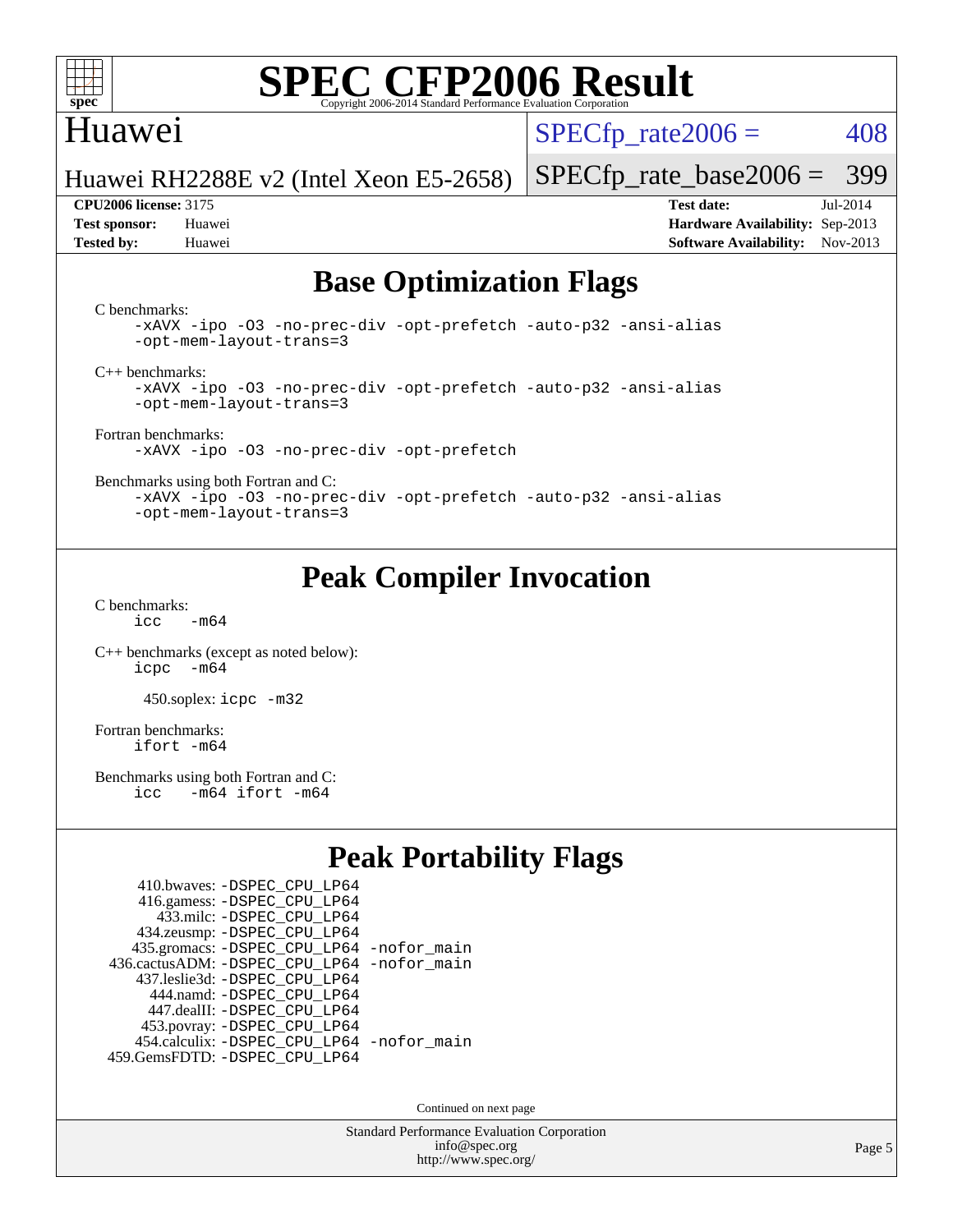# SPEC CFP2006 Result

Copyright 2006-2014 Standard Performance Evaluation Corporation

Huawei

Huawei RH2288E v2 (Intel Xeon E5-2658)

SPECfp_rate2006 = 408

SPECfp_rate_base2006 = 399

**CPU2006 license:** 3175
**Test sponsor:** Huawei
**Tested by:** Huawei

**Test date:** Jul-2014
**Hardware Availability:** Sep-2013
**Software Availability:** Nov-2013

## Base Optimization Flags

C benchmarks:

```
-xAVX -ipo -O3 -no-prec-div -opt-prefetch -auto-p32 -ansi-alias
-opt-mem-layout-trans=3
```

C++ benchmarks:

```
-xAVX -ipo -O3 -no-prec-div -opt-prefetch -auto-p32 -ansi-alias
-opt-mem-layout-trans=3
```

Fortran benchmarks:

```
-xAVX -ipo -O3 -no-prec-div -opt-prefetch
```

Benchmarks using both Fortran and C:

```
-xAVX -ipo -O3 -no-prec-div -opt-prefetch -auto-p32 -ansi-alias
-opt-mem-layout-trans=3
```

## Peak Compiler Invocation

C benchmarks:

```
icc   -m64
```

C++ benchmarks (except as noted below):

```
icpc  -m64
```

450.soplex: `icpc -m32`

Fortran benchmarks:

```
ifort -m64
```

Benchmarks using both Fortran and C:

```
icc   -m64 ifort -m64
```

## Peak Portability Flags

410.bwaves: -DSPEC_CPU_LP64
416.gamess: -DSPEC_CPU_LP64
433.milc: -DSPEC_CPU_LP64
434.zeusmp: -DSPEC_CPU_LP64
435.gromacs: -DSPEC_CPU_LP64 -nofor_main
436.cactusADM: -DSPEC_CPU_LP64 -nofor_main
437.leslie3d: -DSPEC_CPU_LP64
444.namd: -DSPEC_CPU_LP64
447.dealII: -DSPEC_CPU_LP64
453.povray: -DSPEC_CPU_LP64
454.calculix: -DSPEC_CPU_LP64 -nofor_main
459.GemsFDTD: -DSPEC_CPU_LP64

Continued on next page

Standard Performance Evaluation Corporation
info@spec.org
http://www.spec.org/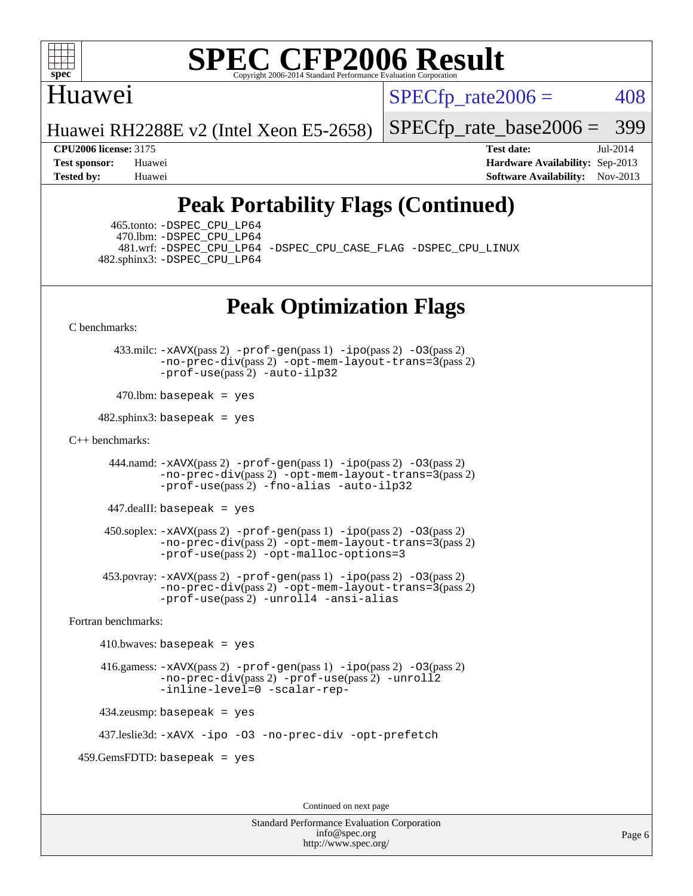# SPEC CFP2006 Result

Copyright 2006-2014 Standard Performance Evaluation Corporation

## Huawei

Huawei RH2288E v2 (Intel Xeon E5-2658)

SPECfp_rate2006 = 408

SPECfp_rate_base2006 = 399

**CPU2006 license:** 3175
**Test sponsor:** Huawei
**Tested by:** Huawei

**Test date:** Jul-2014
**Hardware Availability:** Sep-2013
**Software Availability:** Nov-2013

## Peak Portability Flags (Continued)

465.tonto: -DSPEC_CPU_LP64
470.lbm: -DSPEC_CPU_LP64
481.wrf: -DSPEC_CPU_LP64 -DSPEC_CPU_CASE_FLAG -DSPEC_CPU_LINUX
482.sphinx3: -DSPEC_CPU_LP64

## Peak Optimization Flags

C benchmarks:

433.milc: -xAVX(pass 2) -prof-gen(pass 1) -ipo(pass 2) -O3(pass 2) -no-prec-div(pass 2) -opt-mem-layout-trans=3(pass 2) -prof-use(pass 2) -auto-ilp32

470.lbm: basepeak = yes

482.sphinx3: basepeak = yes

C++ benchmarks:

444.namd: -xAVX(pass 2) -prof-gen(pass 1) -ipo(pass 2) -O3(pass 2) -no-prec-div(pass 2) -opt-mem-layout-trans=3(pass 2) -prof-use(pass 2) -fno-alias -auto-ilp32

447.dealII: basepeak = yes

450.soplex: -xAVX(pass 2) -prof-gen(pass 1) -ipo(pass 2) -O3(pass 2) -no-prec-div(pass 2) -opt-mem-layout-trans=3(pass 2) -prof-use(pass 2) -opt-malloc-options=3

453.povray: -xAVX(pass 2) -prof-gen(pass 1) -ipo(pass 2) -O3(pass 2) -no-prec-div(pass 2) -opt-mem-layout-trans=3(pass 2) -prof-use(pass 2) -unroll4 -ansi-alias

Fortran benchmarks:

410.bwaves: basepeak = yes

416.gamess: -xAVX(pass 2) -prof-gen(pass 1) -ipo(pass 2) -O3(pass 2) -no-prec-div(pass 2) -prof-use(pass 2) -unroll2 -inline-level=0 -scalar-rep-

434.zeusmp: basepeak = yes

437.leslie3d: -xAVX -ipo -O3 -no-prec-div -opt-prefetch

459.GemsFDTD: basepeak = yes

Continued on next page

Standard Performance Evaluation Corporation
info@spec.org
http://www.spec.org/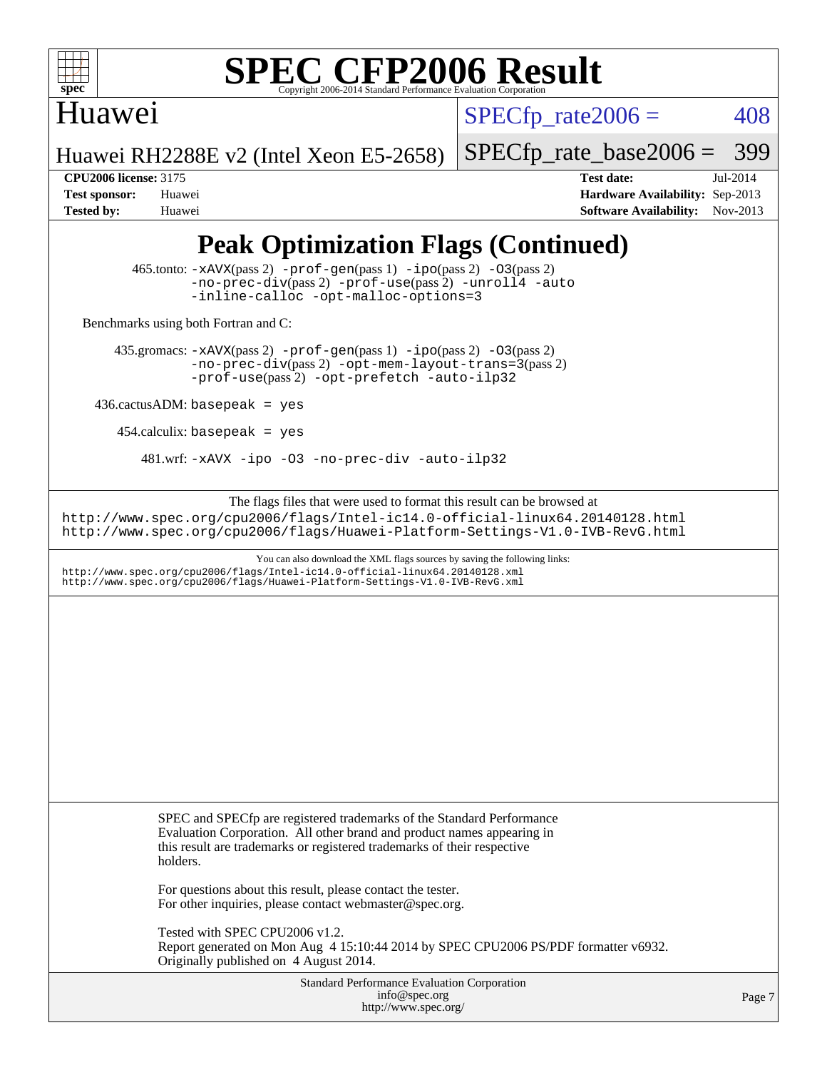# Peak Optimization Flags (Continued)

465.tonto: -xAVX(pass 2) -prof-gen(pass 1) -ipo(pass 2) -O3(pass 2) -no-prec-div(pass 2) -prof-use(pass 2) -unroll4 -auto -inline-calloc -opt-malloc-options=3

Benchmarks using both Fortran and C:

435.gromacs: -xAVX(pass 2) -prof-gen(pass 1) -ipo(pass 2) -O3(pass 2) -no-prec-div(pass 2) -opt-mem-layout-trans=3(pass 2) -prof-use(pass 2) -opt-prefetch -auto-ilp32

436.cactusADM: basepeak = yes

454.calculix: basepeak = yes

481.wrf: -xAVX -ipo -O3 -no-prec-div -auto-ilp32

The flags files that were used to format this result can be browsed at
http://www.spec.org/cpu2006/flags/Intel-ic14.0-official-linux64.20140128.html
http://www.spec.org/cpu2006/flags/Huawei-Platform-Settings-V1.0-IVB-RevG.html

You can also download the XML flags sources by saving the following links:
http://www.spec.org/cpu2006/flags/Intel-ic14.0-official-linux64.20140128.xml
http://www.spec.org/cpu2006/flags/Huawei-Platform-Settings-V1.0-IVB-RevG.xml

SPEC and SPECfp are registered trademarks of the Standard Performance Evaluation Corporation. All other brand and product names appearing in this result are trademarks or registered trademarks of their respective holders.

For questions about this result, please contact the tester.
For other inquiries, please contact webmaster@spec.org.

Tested with SPEC CPU2006 v1.2.
Report generated on Mon Aug 4 15:10:44 2014 by SPEC CPU2006 PS/PDF formatter v6932.
Originally published on 4 August 2014.